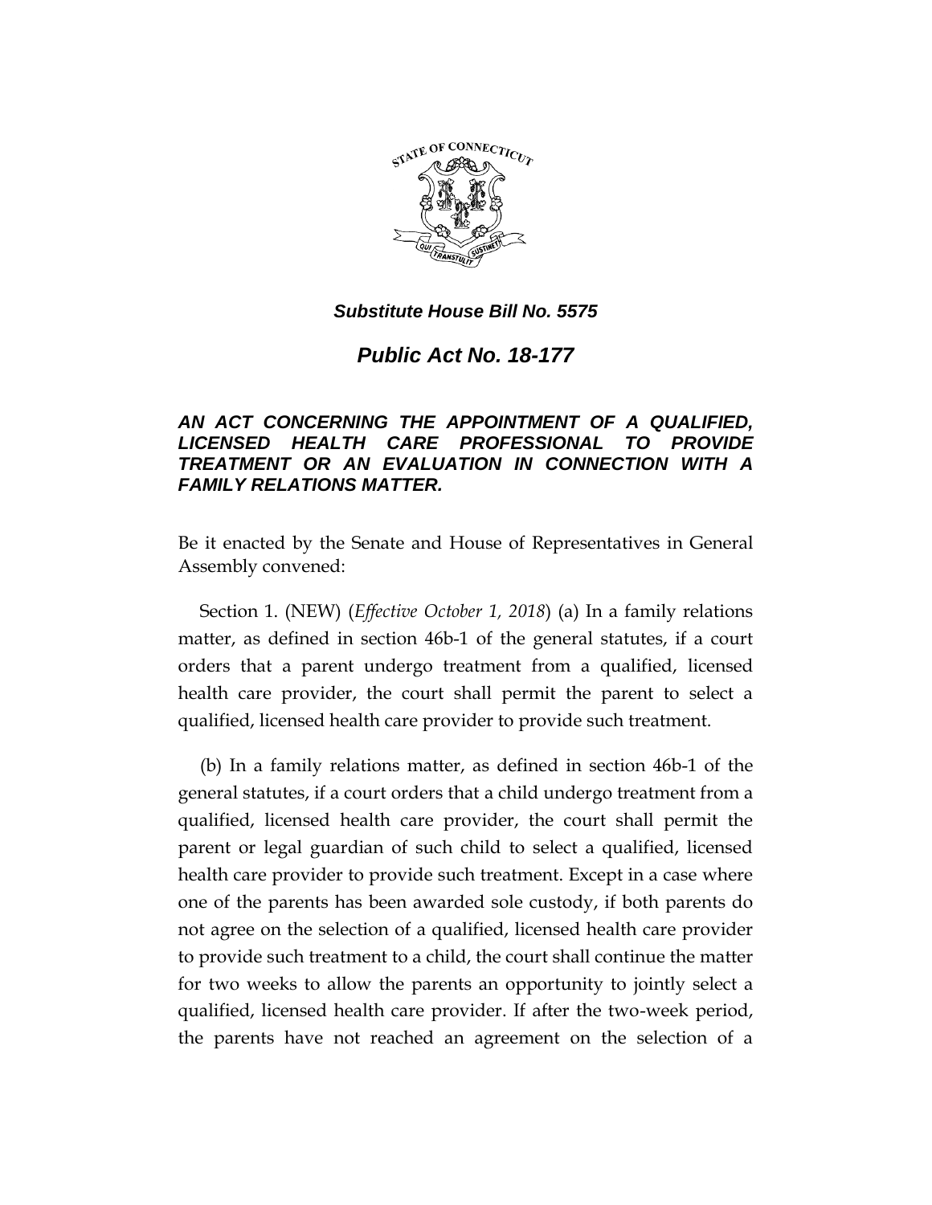***Substitute House Bill No. 5575***

# *Public Act No. 18-177*

***AN ACT CONCERNING THE APPOINTMENT OF A QUALIFIED, LICENSED HEALTH CARE PROFESSIONAL TO PROVIDE TREATMENT OR AN EVALUATION IN CONNECTION WITH A FAMILY RELATIONS MATTER.***

Be it enacted by the Senate and House of Representatives in General Assembly convened:

Section 1. (NEW) (*Effective October 1, 2018*) (a) In a family relations matter, as defined in section 46b-1 of the general statutes, if a court orders that a parent undergo treatment from a qualified, licensed health care provider, the court shall permit the parent to select a qualified, licensed health care provider to provide such treatment.

(b) In a family relations matter, as defined in section 46b-1 of the general statutes, if a court orders that a child undergo treatment from a qualified, licensed health care provider, the court shall permit the parent or legal guardian of such child to select a qualified, licensed health care provider to provide such treatment. Except in a case where one of the parents has been awarded sole custody, if both parents do not agree on the selection of a qualified, licensed health care provider to provide such treatment to a child, the court shall continue the matter for two weeks to allow the parents an opportunity to jointly select a qualified, licensed health care provider. If after the two-week period, the parents have not reached an agreement on the selection of a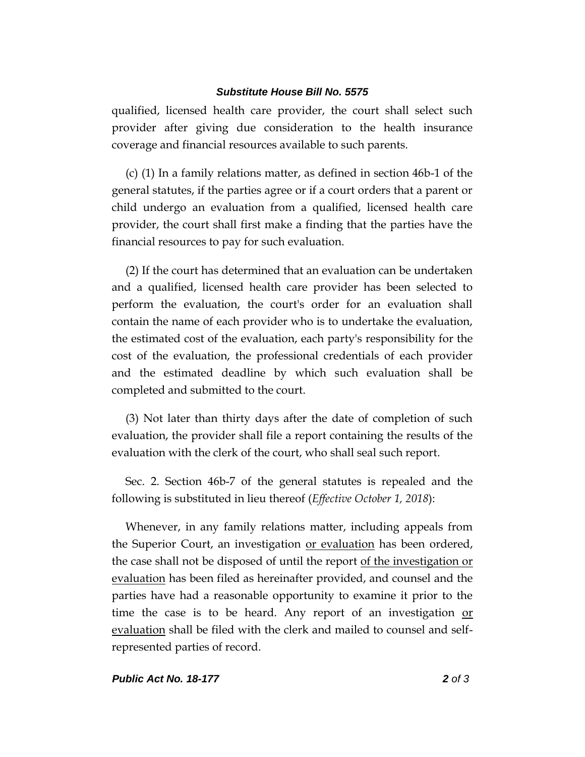qualified, licensed health care provider, the court shall select such provider after giving due consideration to the health insurance coverage and financial resources available to such parents.

(c) (1) In a family relations matter, as defined in section 46b-1 of the general statutes, if the parties agree or if a court orders that a parent or child undergo an evaluation from a qualified, licensed health care provider, the court shall first make a finding that the parties have the financial resources to pay for such evaluation.

(2) If the court has determined that an evaluation can be undertaken and a qualified, licensed health care provider has been selected to perform the evaluation, the court's order for an evaluation shall contain the name of each provider who is to undertake the evaluation, the estimated cost of the evaluation, each party's responsibility for the cost of the evaluation, the professional credentials of each provider and the estimated deadline by which such evaluation shall be completed and submitted to the court.

(3) Not later than thirty days after the date of completion of such evaluation, the provider shall file a report containing the results of the evaluation with the clerk of the court, who shall seal such report.

Sec. 2. Section 46b-7 of the general statutes is repealed and the following is substituted in lieu thereof (*Effective October 1, 2018*):

Whenever, in any family relations matter, including appeals from the Superior Court, an investigation <u>or evaluation</u> has been ordered, the case shall not be disposed of until the report <u>of the investigation or evaluation</u> has been filed as hereinafter provided, and counsel and the parties have had a reasonable opportunity to examine it prior to the time the case is to be heard. Any report of an investigation <u>or evaluation</u> shall be filed with the clerk and mailed to counsel and self-represented parties of record.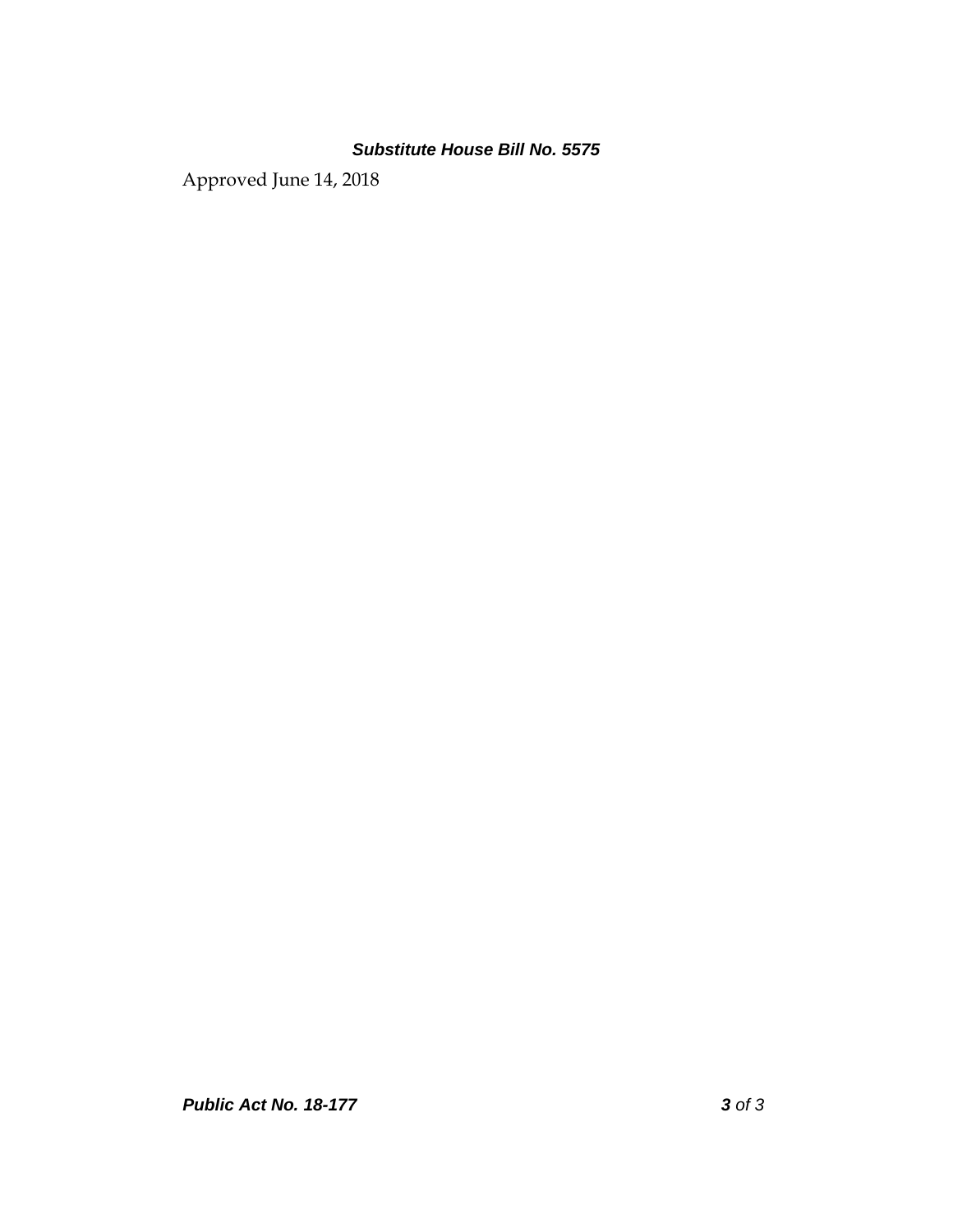*Substitute House Bill No. 5575*

Approved June 14, 2018